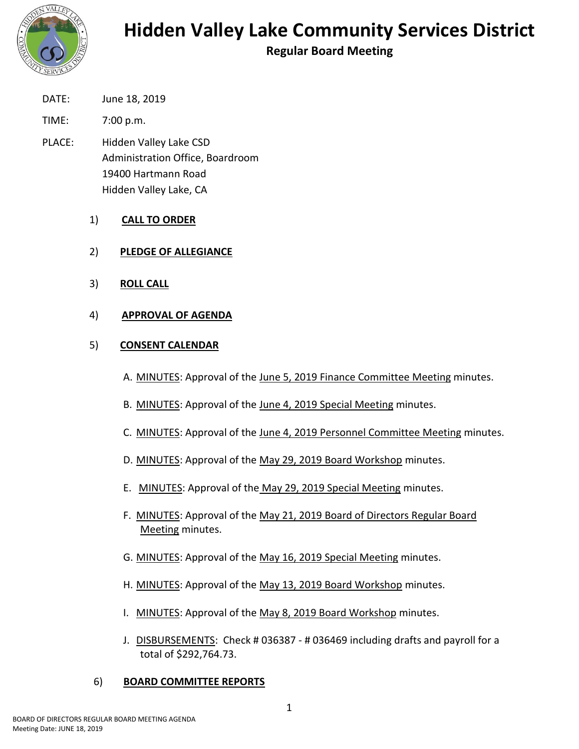# Hidden Valley Lake Community Services District

## Regular Board Meeting

DATE: June 18, 2019

TIME: 7:00 p.m.

PLACE: Hidden Valley Lake CSD
Administration Office, Boardroom
19400 Hartmann Road
Hidden Valley Lake, CA

1) **CALL TO ORDER**

2) **PLEDGE OF ALLEGIANCE**

3) **ROLL CALL**

4) **APPROVAL OF AGENDA**

5) **CONSENT CALENDAR**

A. MINUTES: Approval of the June 5, 2019 Finance Committee Meeting minutes.

B. MINUTES: Approval of the June 4, 2019 Special Meeting minutes.

C. MINUTES: Approval of the June 4, 2019 Personnel Committee Meeting minutes.

D. MINUTES: Approval of the May 29, 2019 Board Workshop minutes.

E. MINUTES: Approval of the May 29, 2019 Special Meeting minutes.

F. MINUTES: Approval of the May 21, 2019 Board of Directors Regular Board Meeting minutes.

G. MINUTES: Approval of the May 16, 2019 Special Meeting minutes.

H. MINUTES: Approval of the May 13, 2019 Board Workshop minutes.

I. MINUTES: Approval of the May 8, 2019 Board Workshop minutes.

J. DISBURSEMENTS: Check # 036387 - # 036469 including drafts and payroll for a total of $292,764.73.

6) **BOARD COMMITTEE REPORTS**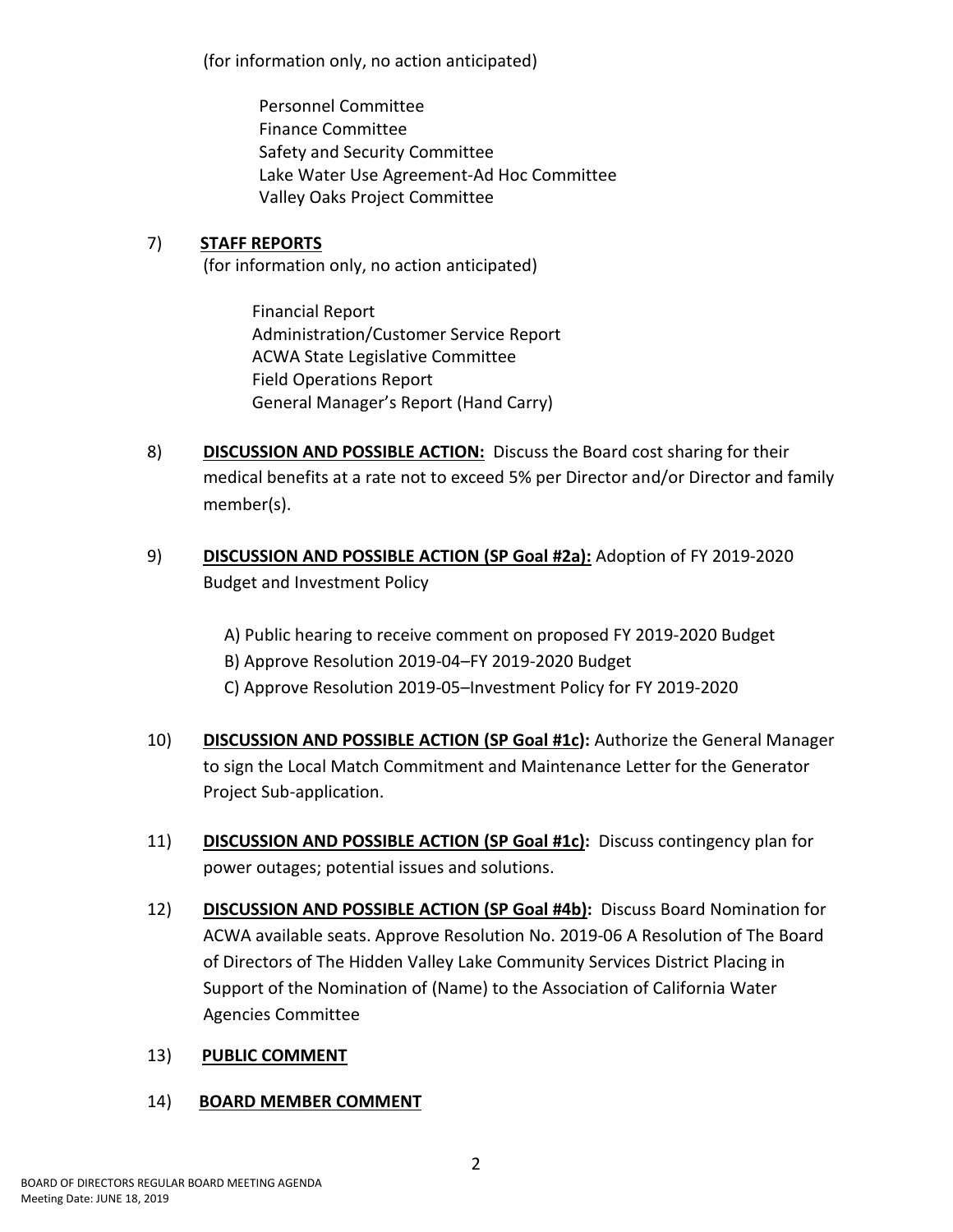(for information only, no action anticipated)

Personnel Committee
Finance Committee
Safety and Security Committee
Lake Water Use Agreement-Ad Hoc Committee
Valley Oaks Project Committee

7) **STAFF REPORTS**
(for information only, no action anticipated)

Financial Report
Administration/Customer Service Report
ACWA State Legislative Committee
Field Operations Report
General Manager's Report (Hand Carry)

8) **DISCUSSION AND POSSIBLE ACTION:** Discuss the Board cost sharing for their medical benefits at a rate not to exceed 5% per Director and/or Director and family member(s).

9) **DISCUSSION AND POSSIBLE ACTION (SP Goal #2a):** Adoption of FY 2019-2020 Budget and Investment Policy

A) Public hearing to receive comment on proposed FY 2019-2020 Budget
B) Approve Resolution 2019-04–FY 2019-2020 Budget
C) Approve Resolution 2019-05–Investment Policy for FY 2019-2020

10) **DISCUSSION AND POSSIBLE ACTION (SP Goal #1c):** Authorize the General Manager to sign the Local Match Commitment and Maintenance Letter for the Generator Project Sub-application.

11) **DISCUSSION AND POSSIBLE ACTION (SP Goal #1c):** Discuss contingency plan for power outages; potential issues and solutions.

12) **DISCUSSION AND POSSIBLE ACTION (SP Goal #4b):** Discuss Board Nomination for ACWA available seats. Approve Resolution No. 2019-06 A Resolution of The Board of Directors of The Hidden Valley Lake Community Services District Placing in Support of the Nomination of (Name) to the Association of California Water Agencies Committee

13) **PUBLIC COMMENT**

14) **BOARD MEMBER COMMENT**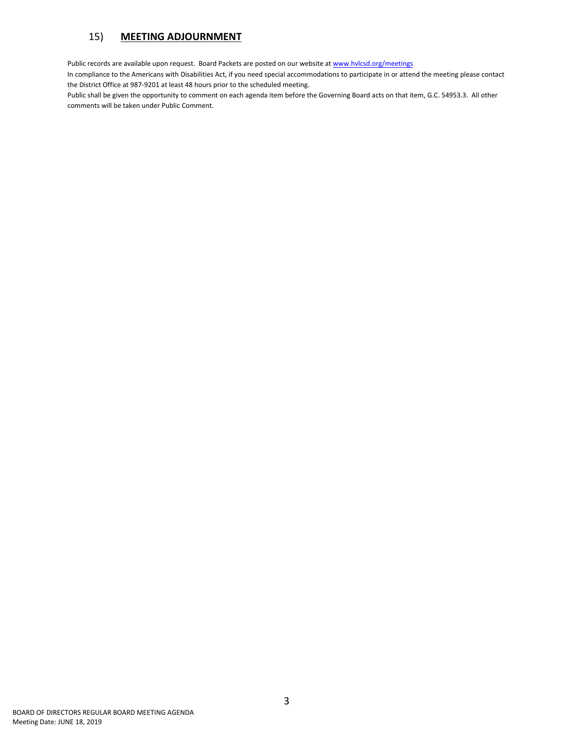## 15) **MEETING ADJOURNMENT**

Public records are available upon request. Board Packets are posted on our website at [www.hvlcsd.org/meetings](www.hvlcsd.org/meetings)

In compliance to the Americans with Disabilities Act, if you need special accommodations to participate in or attend the meeting please contact the District Office at 987-9201 at least 48 hours prior to the scheduled meeting.

Public shall be given the opportunity to comment on each agenda item before the Governing Board acts on that item, G.C. 54953.3. All other comments will be taken under Public Comment.